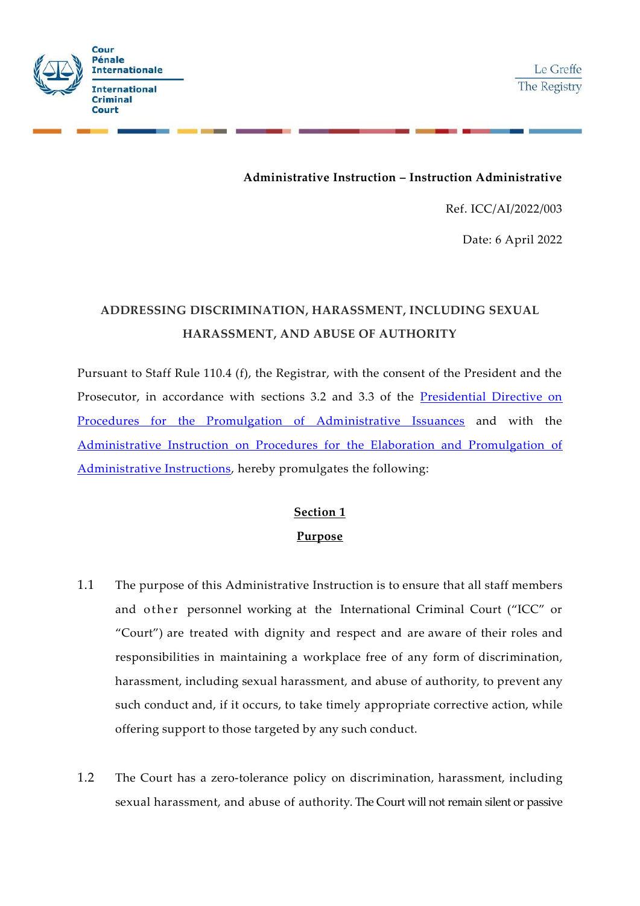**Administrative Instruction – Instruction Administrative**

Ref. ICC/AI/2022/003

Date: 6 April 2022

# ADDRESSING DISCRIMINATION, HARASSMENT, INCLUDING SEXUAL HARASSMENT, AND ABUSE OF AUTHORITY

Pursuant to Staff Rule 110.4 (f), the Registrar, with the consent of the President and the Prosecutor, in accordance with sections 3.2 and 3.3 of the Presidential Directive on Procedures for the Promulgation of Administrative Issuances and with the Administrative Instruction on Procedures for the Elaboration and Promulgation of Administrative Instructions, hereby promulgates the following:

## Section 1
## Purpose

1.1 The purpose of this Administrative Instruction is to ensure that all staff members and other personnel working at the International Criminal Court ("ICC" or "Court") are treated with dignity and respect and are aware of their roles and responsibilities in maintaining a workplace free of any form of discrimination, harassment, including sexual harassment, and abuse of authority, to prevent any such conduct and, if it occurs, to take timely appropriate corrective action, while offering support to those targeted by any such conduct.

1.2 The Court has a zero-tolerance policy on discrimination, harassment, including sexual harassment, and abuse of authority. The Court will not remain silent or passive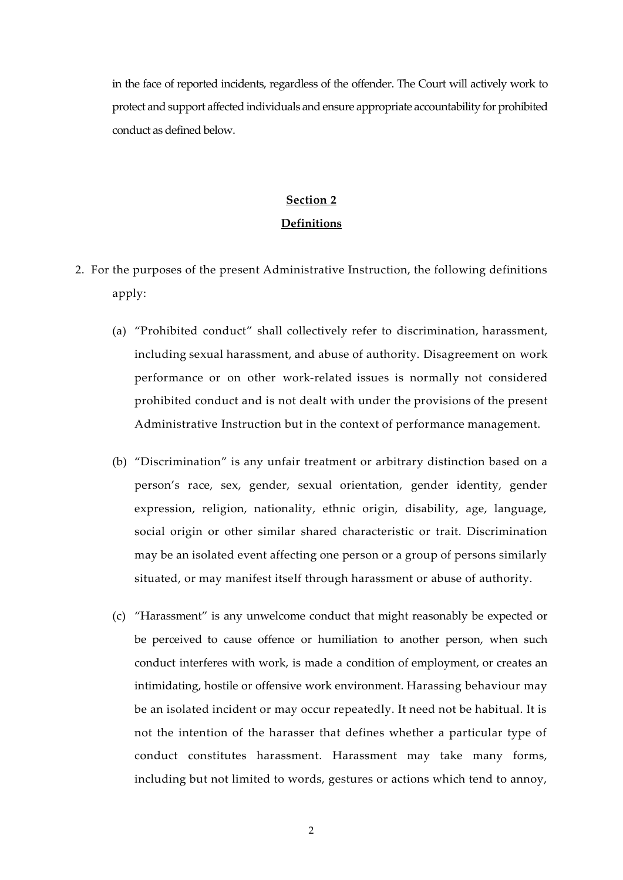in the face of reported incidents, regardless of the offender. The Court will actively work to protect and support affected individuals and ensure appropriate accountability for prohibited conduct as defined below.

## **Section 2**

## **Definitions**

2. For the purposes of the present Administrative Instruction, the following definitions apply:

   (a) "Prohibited conduct" shall collectively refer to discrimination, harassment, including sexual harassment, and abuse of authority. Disagreement on work performance or on other work-related issues is normally not considered prohibited conduct and is not dealt with under the provisions of the present Administrative Instruction but in the context of performance management.

   (b) "Discrimination" is any unfair treatment or arbitrary distinction based on a person's race, sex, gender, sexual orientation, gender identity, gender expression, religion, nationality, ethnic origin, disability, age, language, social origin or other similar shared characteristic or trait. Discrimination may be an isolated event affecting one person or a group of persons similarly situated, or may manifest itself through harassment or abuse of authority.

   (c) "Harassment" is any unwelcome conduct that might reasonably be expected or be perceived to cause offence or humiliation to another person, when such conduct interferes with work, is made a condition of employment, or creates an intimidating, hostile or offensive work environment. Harassing behaviour may be an isolated incident or may occur repeatedly. It need not be habitual. It is not the intention of the harasser that defines whether a particular type of conduct constitutes harassment. Harassment may take many forms, including but not limited to words, gestures or actions which tend to annoy,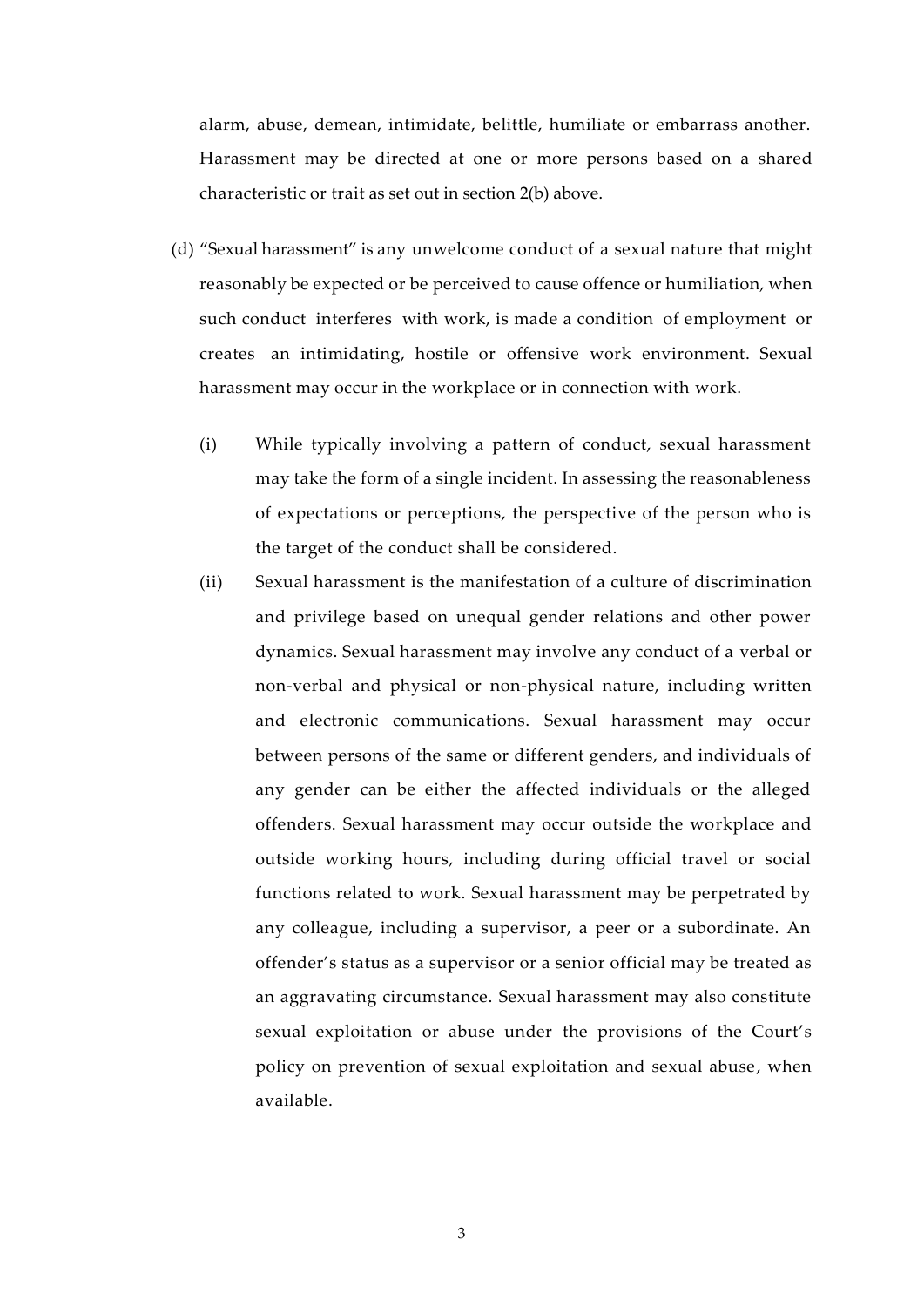alarm, abuse, demean, intimidate, belittle, humiliate or embarrass another. Harassment may be directed at one or more persons based on a shared characteristic or trait as set out in section 2(b) above.

(d) "Sexual harassment" is any unwelcome conduct of a sexual nature that might reasonably be expected or be perceived to cause offence or humiliation, when such conduct interferes with work, is made a condition of employment or creates an intimidating, hostile or offensive work environment. Sexual harassment may occur in the workplace or in connection with work.

(i) While typically involving a pattern of conduct, sexual harassment may take the form of a single incident. In assessing the reasonableness of expectations or perceptions, the perspective of the person who is the target of the conduct shall be considered.

(ii) Sexual harassment is the manifestation of a culture of discrimination and privilege based on unequal gender relations and other power dynamics. Sexual harassment may involve any conduct of a verbal or non-verbal and physical or non-physical nature, including written and electronic communications. Sexual harassment may occur between persons of the same or different genders, and individuals of any gender can be either the affected individuals or the alleged offenders. Sexual harassment may occur outside the workplace and outside working hours, including during official travel or social functions related to work. Sexual harassment may be perpetrated by any colleague, including a supervisor, a peer or a subordinate. An offender's status as a supervisor or a senior official may be treated as an aggravating circumstance. Sexual harassment may also constitute sexual exploitation or abuse under the provisions of the Court's policy on prevention of sexual exploitation and sexual abuse, when available.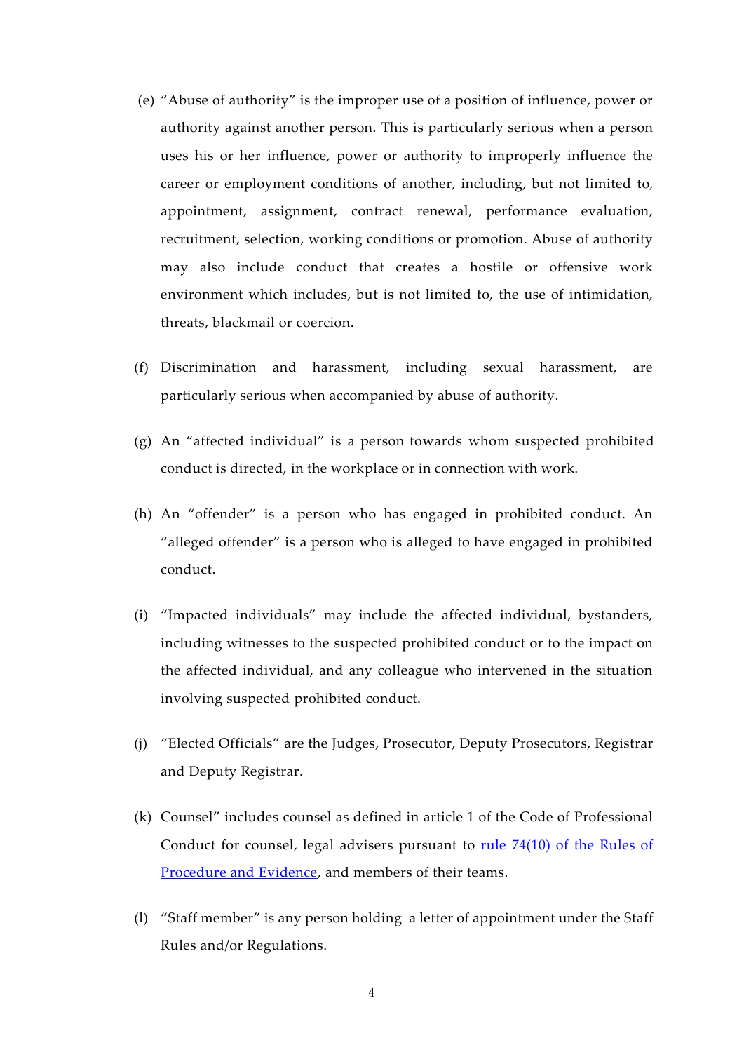(e) "Abuse of authority" is the improper use of a position of influence, power or authority against another person. This is particularly serious when a person uses his or her influence, power or authority to improperly influence the career or employment conditions of another, including, but not limited to, appointment, assignment, contract renewal, performance evaluation, recruitment, selection, working conditions or promotion. Abuse of authority may also include conduct that creates a hostile or offensive work environment which includes, but is not limited to, the use of intimidation, threats, blackmail or coercion.

(f) Discrimination and harassment, including sexual harassment, are particularly serious when accompanied by abuse of authority.

(g) An "affected individual" is a person towards whom suspected prohibited conduct is directed, in the workplace or in connection with work.

(h) An "offender" is a person who has engaged in prohibited conduct. An "alleged offender" is a person who is alleged to have engaged in prohibited conduct.

(i) "Impacted individuals" may include the affected individual, bystanders, including witnesses to the suspected prohibited conduct or to the impact on the affected individual, and any colleague who intervened in the situation involving suspected prohibited conduct.

(j) "Elected Officials" are the Judges, Prosecutor, Deputy Prosecutors, Registrar and Deputy Registrar.

(k) Counsel" includes counsel as defined in article 1 of the Code of Professional Conduct for counsel, legal advisers pursuant to [rule 74(10) of the Rules of Procedure and Evidence](), and members of their teams.

(l) "Staff member" is any person holding a letter of appointment under the Staff Rules and/or Regulations.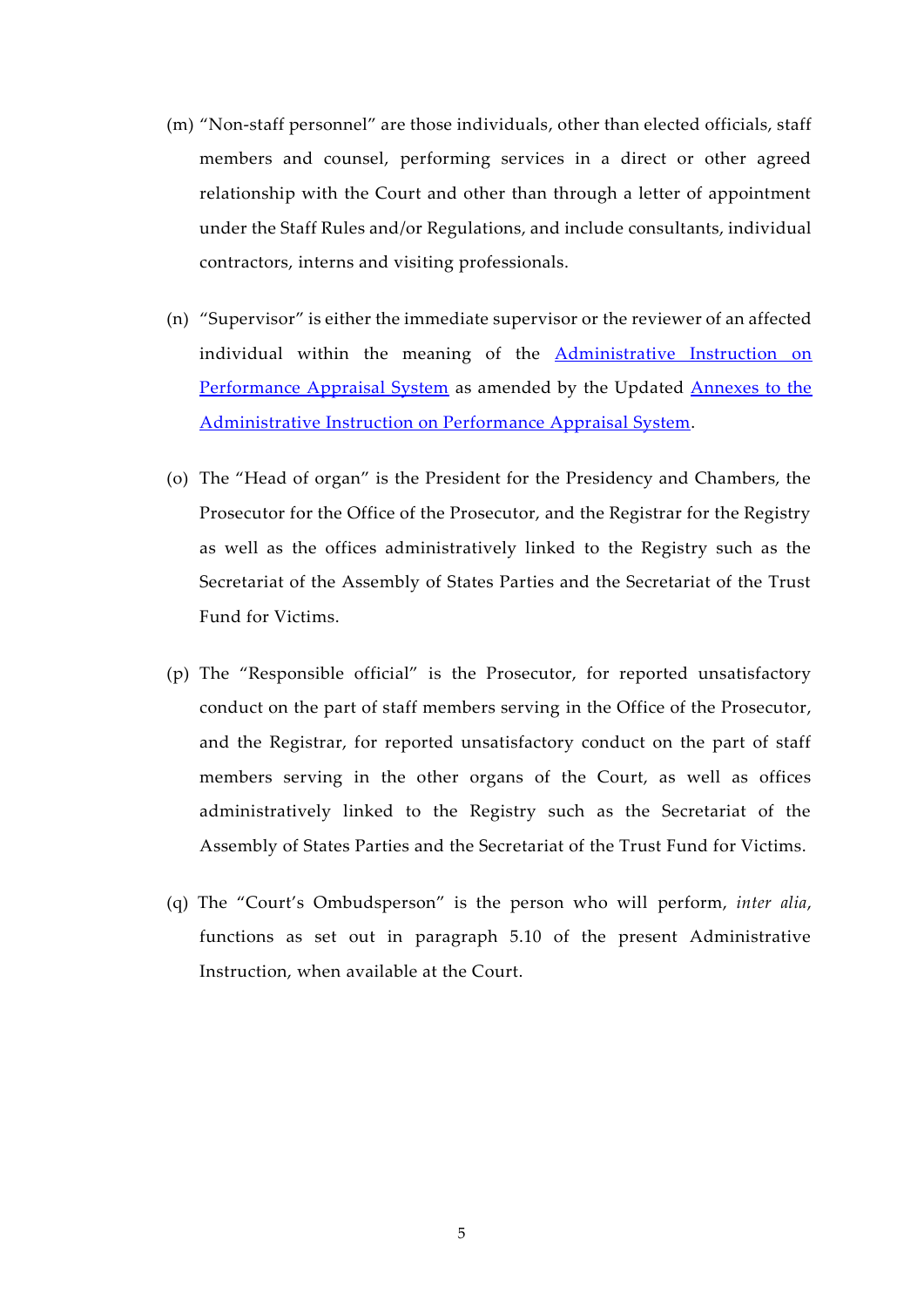(m) "Non-staff personnel" are those individuals, other than elected officials, staff members and counsel, performing services in a direct or other agreed relationship with the Court and other than through a letter of appointment under the Staff Rules and/or Regulations, and include consultants, individual contractors, interns and visiting professionals.

(n) "Supervisor" is either the immediate supervisor or the reviewer of an affected individual within the meaning of the Administrative Instruction on Performance Appraisal System as amended by the Updated Annexes to the Administrative Instruction on Performance Appraisal System.

(o) The "Head of organ" is the President for the Presidency and Chambers, the Prosecutor for the Office of the Prosecutor, and the Registrar for the Registry as well as the offices administratively linked to the Registry such as the Secretariat of the Assembly of States Parties and the Secretariat of the Trust Fund for Victims.

(p) The "Responsible official" is the Prosecutor, for reported unsatisfactory conduct on the part of staff members serving in the Office of the Prosecutor, and the Registrar, for reported unsatisfactory conduct on the part of staff members serving in the other organs of the Court, as well as offices administratively linked to the Registry such as the Secretariat of the Assembly of States Parties and the Secretariat of the Trust Fund for Victims.

(q) The "Court's Ombudsperson" is the person who will perform, *inter alia*, functions as set out in paragraph 5.10 of the present Administrative Instruction, when available at the Court.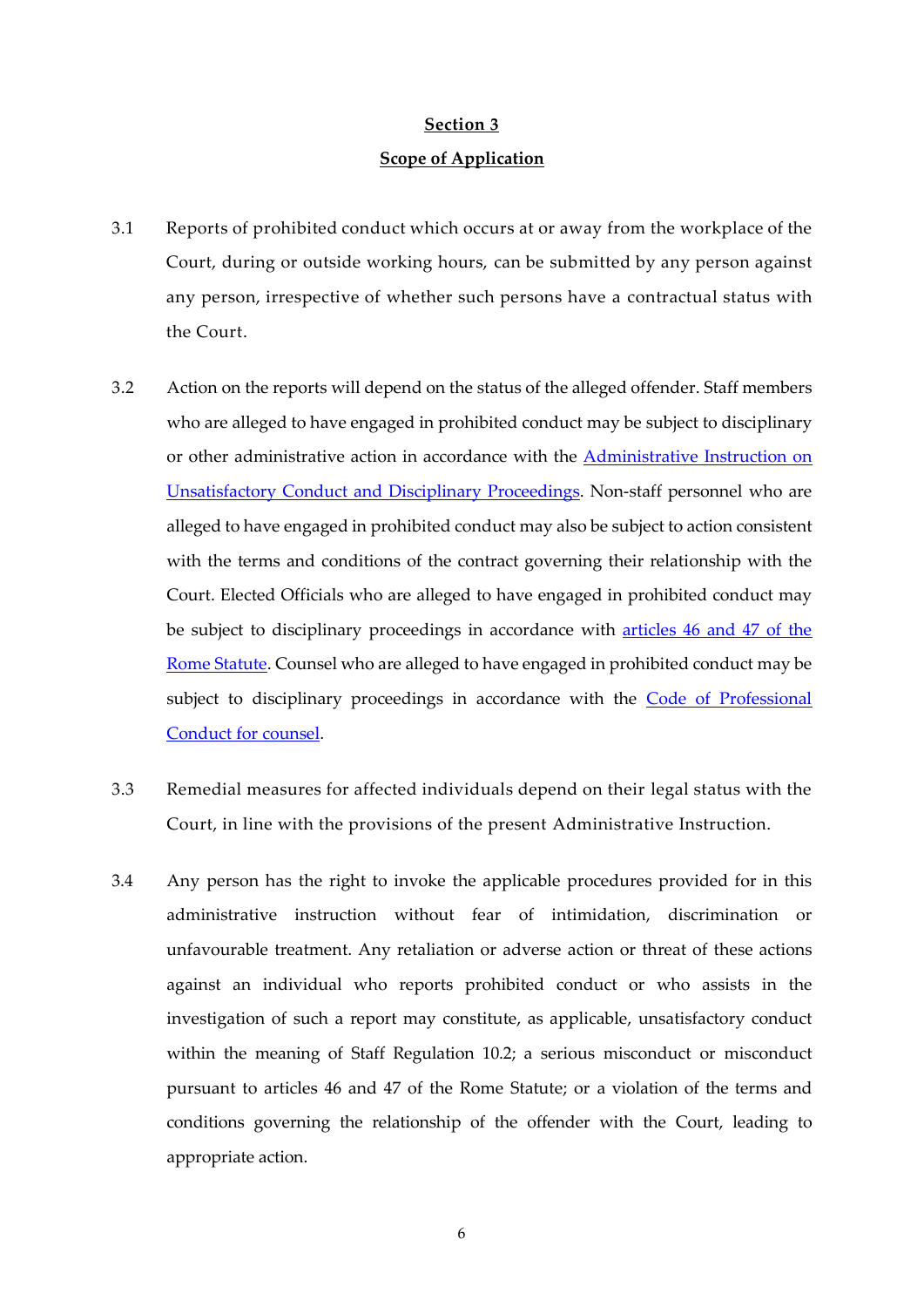## Section 3

## Scope of Application

3.1 Reports of prohibited conduct which occurs at or away from the workplace of the Court, during or outside working hours, can be submitted by any person against any person, irrespective of whether such persons have a contractual status with the Court.

3.2 Action on the reports will depend on the status of the alleged offender. Staff members who are alleged to have engaged in prohibited conduct may be subject to disciplinary or other administrative action in accordance with the Administrative Instruction on Unsatisfactory Conduct and Disciplinary Proceedings. Non-staff personnel who are alleged to have engaged in prohibited conduct may also be subject to action consistent with the terms and conditions of the contract governing their relationship with the Court. Elected Officials who are alleged to have engaged in prohibited conduct may be subject to disciplinary proceedings in accordance with articles 46 and 47 of the Rome Statute. Counsel who are alleged to have engaged in prohibited conduct may be subject to disciplinary proceedings in accordance with the Code of Professional Conduct for counsel.

3.3 Remedial measures for affected individuals depend on their legal status with the Court, in line with the provisions of the present Administrative Instruction.

3.4 Any person has the right to invoke the applicable procedures provided for in this administrative instruction without fear of intimidation, discrimination or unfavourable treatment. Any retaliation or adverse action or threat of these actions against an individual who reports prohibited conduct or who assists in the investigation of such a report may constitute, as applicable, unsatisfactory conduct within the meaning of Staff Regulation 10.2; a serious misconduct or misconduct pursuant to articles 46 and 47 of the Rome Statute; or a violation of the terms and conditions governing the relationship of the offender with the Court, leading to appropriate action.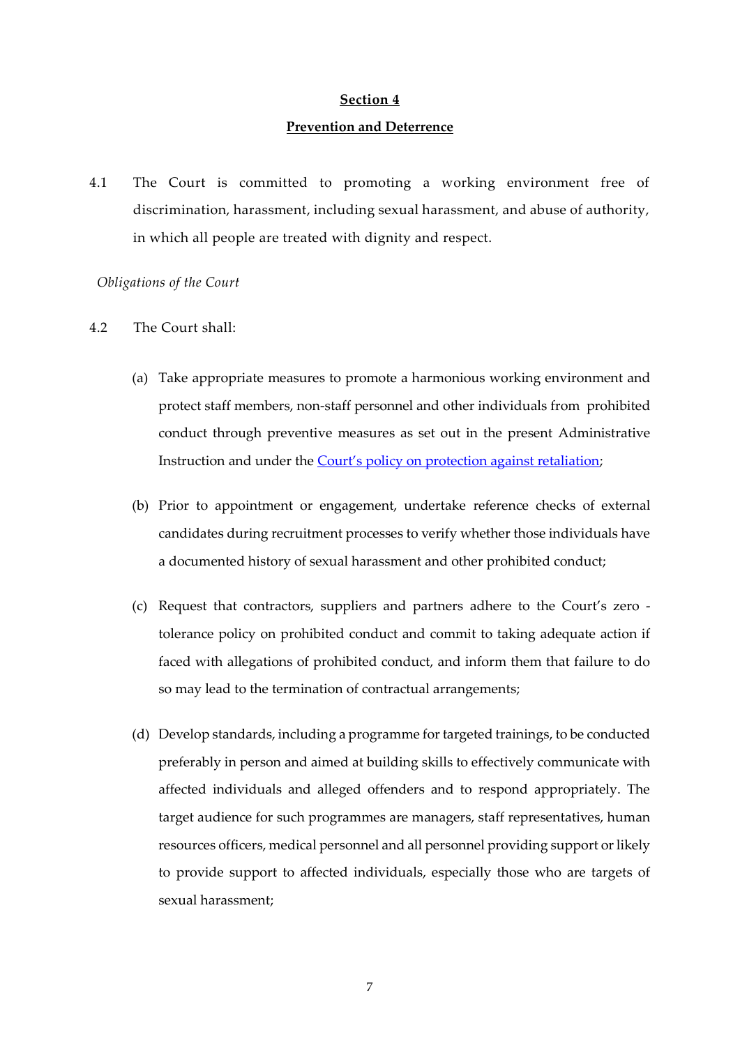## **Section 4**

## **Prevention and Deterrence**

4.1 The Court is committed to promoting a working environment free of discrimination, harassment, including sexual harassment, and abuse of authority, in which all people are treated with dignity and respect.

*Obligations of the Court*

4.2 The Court shall:

(a) Take appropriate measures to promote a harmonious working environment and protect staff members, non-staff personnel and other individuals from prohibited conduct through preventive measures as set out in the present Administrative Instruction and under the Court's policy on protection against retaliation;

(b) Prior to appointment or engagement, undertake reference checks of external candidates during recruitment processes to verify whether those individuals have a documented history of sexual harassment and other prohibited conduct;

(c) Request that contractors, suppliers and partners adhere to the Court's zero - tolerance policy on prohibited conduct and commit to taking adequate action if faced with allegations of prohibited conduct, and inform them that failure to do so may lead to the termination of contractual arrangements;

(d) Develop standards, including a programme for targeted trainings, to be conducted preferably in person and aimed at building skills to effectively communicate with affected individuals and alleged offenders and to respond appropriately. The target audience for such programmes are managers, staff representatives, human resources officers, medical personnel and all personnel providing support or likely to provide support to affected individuals, especially those who are targets of sexual harassment;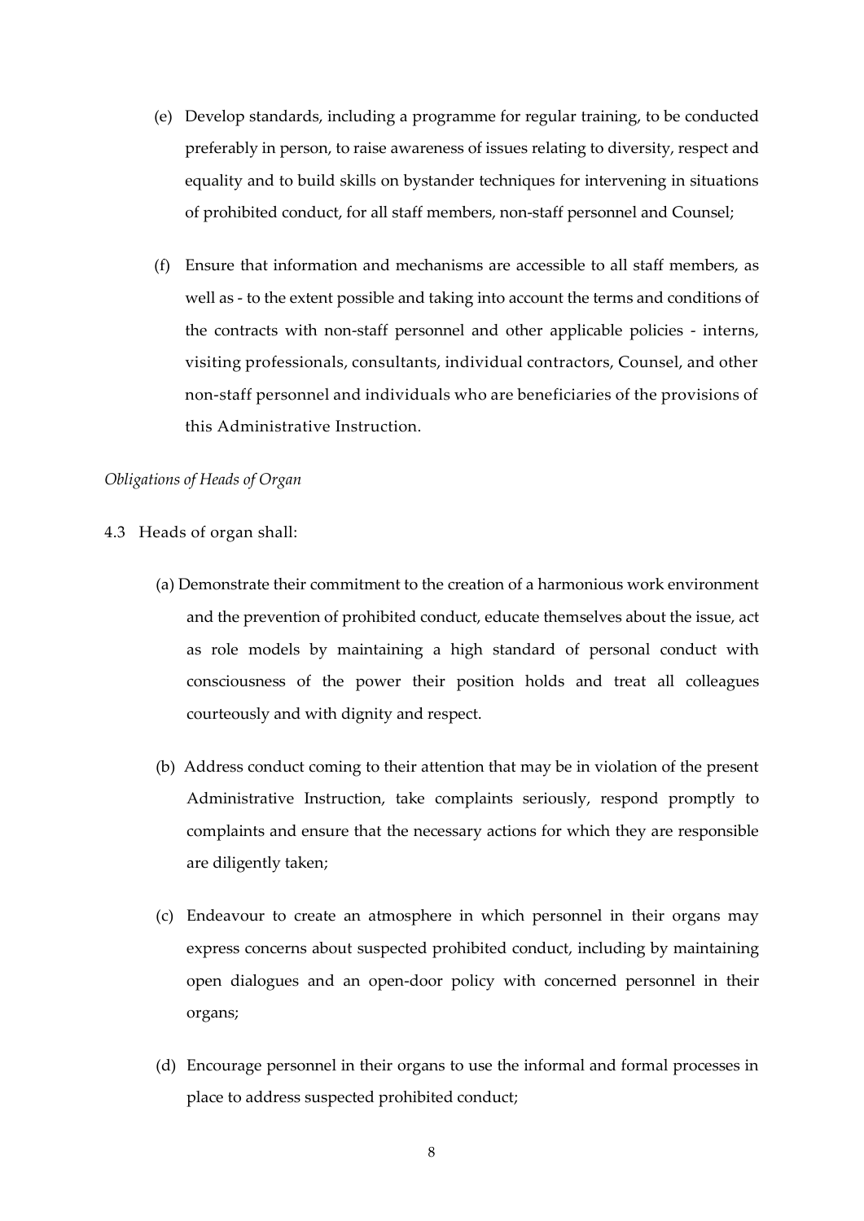(e) Develop standards, including a programme for regular training, to be conducted preferably in person, to raise awareness of issues relating to diversity, respect and equality and to build skills on bystander techniques for intervening in situations of prohibited conduct, for all staff members, non-staff personnel and Counsel;

(f) Ensure that information and mechanisms are accessible to all staff members, as well as - to the extent possible and taking into account the terms and conditions of the contracts with non-staff personnel and other applicable policies - interns, visiting professionals, consultants, individual contractors, Counsel, and other non-staff personnel and individuals who are beneficiaries of the provisions of this Administrative Instruction.

*Obligations of Heads of Organ*

4.3 Heads of organ shall:

(a) Demonstrate their commitment to the creation of a harmonious work environment and the prevention of prohibited conduct, educate themselves about the issue, act as role models by maintaining a high standard of personal conduct with consciousness of the power their position holds and treat all colleagues courteously and with dignity and respect.

(b) Address conduct coming to their attention that may be in violation of the present Administrative Instruction, take complaints seriously, respond promptly to complaints and ensure that the necessary actions for which they are responsible are diligently taken;

(c) Endeavour to create an atmosphere in which personnel in their organs may express concerns about suspected prohibited conduct, including by maintaining open dialogues and an open-door policy with concerned personnel in their organs;

(d) Encourage personnel in their organs to use the informal and formal processes in place to address suspected prohibited conduct;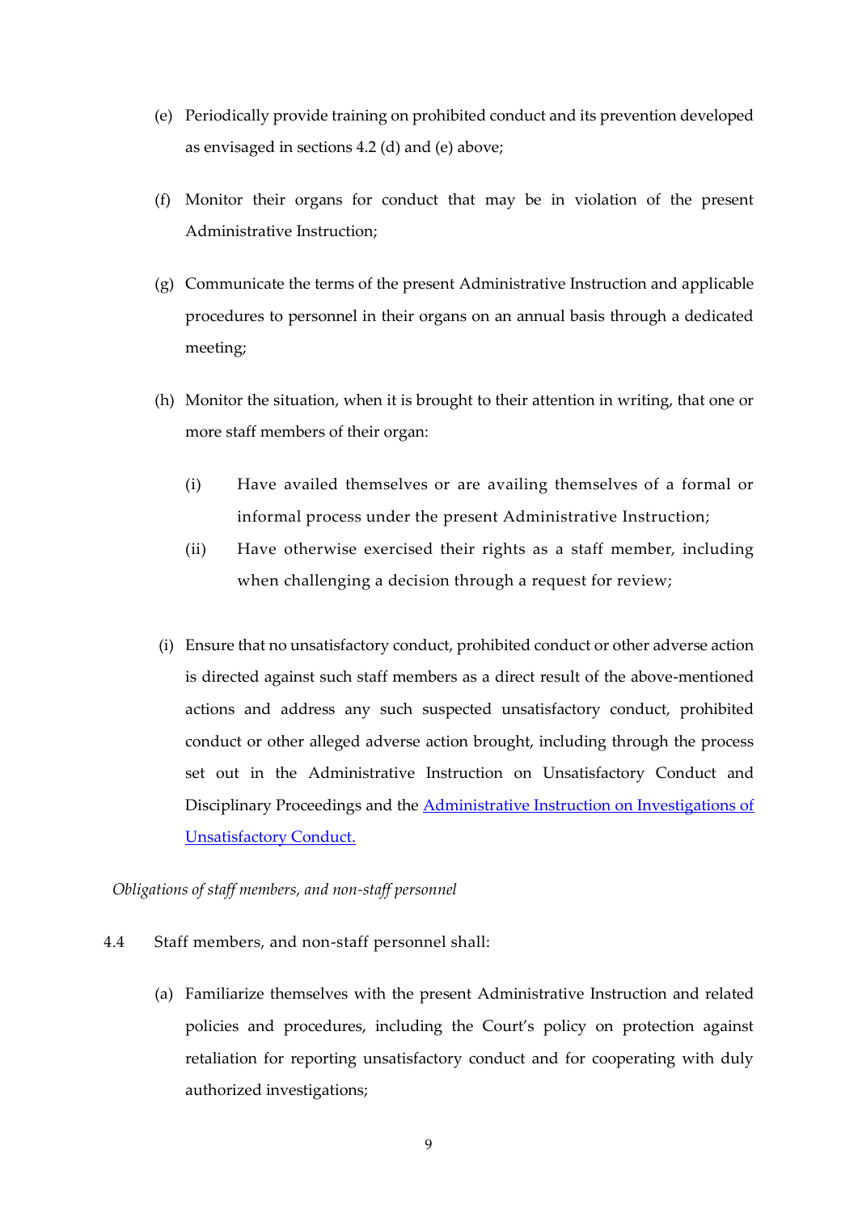(e) Periodically provide training on prohibited conduct and its prevention developed as envisaged in sections 4.2 (d) and (e) above;

(f) Monitor their organs for conduct that may be in violation of the present Administrative Instruction;

(g) Communicate the terms of the present Administrative Instruction and applicable procedures to personnel in their organs on an annual basis through a dedicated meeting;

(h) Monitor the situation, when it is brought to their attention in writing, that one or more staff members of their organ:

   (i) Have availed themselves or are availing themselves of a formal or informal process under the present Administrative Instruction;

   (ii) Have otherwise exercised their rights as a staff member, including when challenging a decision through a request for review;

(i) Ensure that no unsatisfactory conduct, prohibited conduct or other adverse action is directed against such staff members as a direct result of the above-mentioned actions and address any such suspected unsatisfactory conduct, prohibited conduct or other alleged adverse action brought, including through the process set out in the Administrative Instruction on Unsatisfactory Conduct and Disciplinary Proceedings and the Administrative Instruction on Investigations of Unsatisfactory Conduct.

*Obligations of staff members, and non-staff personnel*

4.4 Staff members, and non-staff personnel shall:

(a) Familiarize themselves with the present Administrative Instruction and related policies and procedures, including the Court's policy on protection against retaliation for reporting unsatisfactory conduct and for cooperating with duly authorized investigations;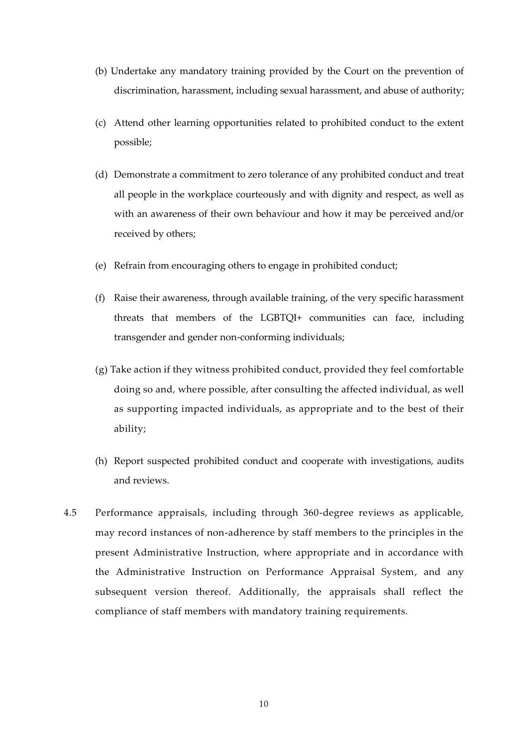(b) Undertake any mandatory training provided by the Court on the prevention of discrimination, harassment, including sexual harassment, and abuse of authority;

(c) Attend other learning opportunities related to prohibited conduct to the extent possible;

(d) Demonstrate a commitment to zero tolerance of any prohibited conduct and treat all people in the workplace courteously and with dignity and respect, as well as with an awareness of their own behaviour and how it may be perceived and/or received by others;

(e) Refrain from encouraging others to engage in prohibited conduct;

(f) Raise their awareness, through available training, of the very specific harassment threats that members of the LGBTQI+ communities can face, including transgender and gender non-conforming individuals;

(g) Take action if they witness prohibited conduct, provided they feel comfortable doing so and, where possible, after consulting the affected individual, as well as supporting impacted individuals, as appropriate and to the best of their ability;

(h) Report suspected prohibited conduct and cooperate with investigations, audits and reviews.

4.5 Performance appraisals, including through 360-degree reviews as applicable, may record instances of non-adherence by staff members to the principles in the present Administrative Instruction, where appropriate and in accordance with the Administrative Instruction on Performance Appraisal System, and any subsequent version thereof. Additionally, the appraisals shall reflect the compliance of staff members with mandatory training requirements.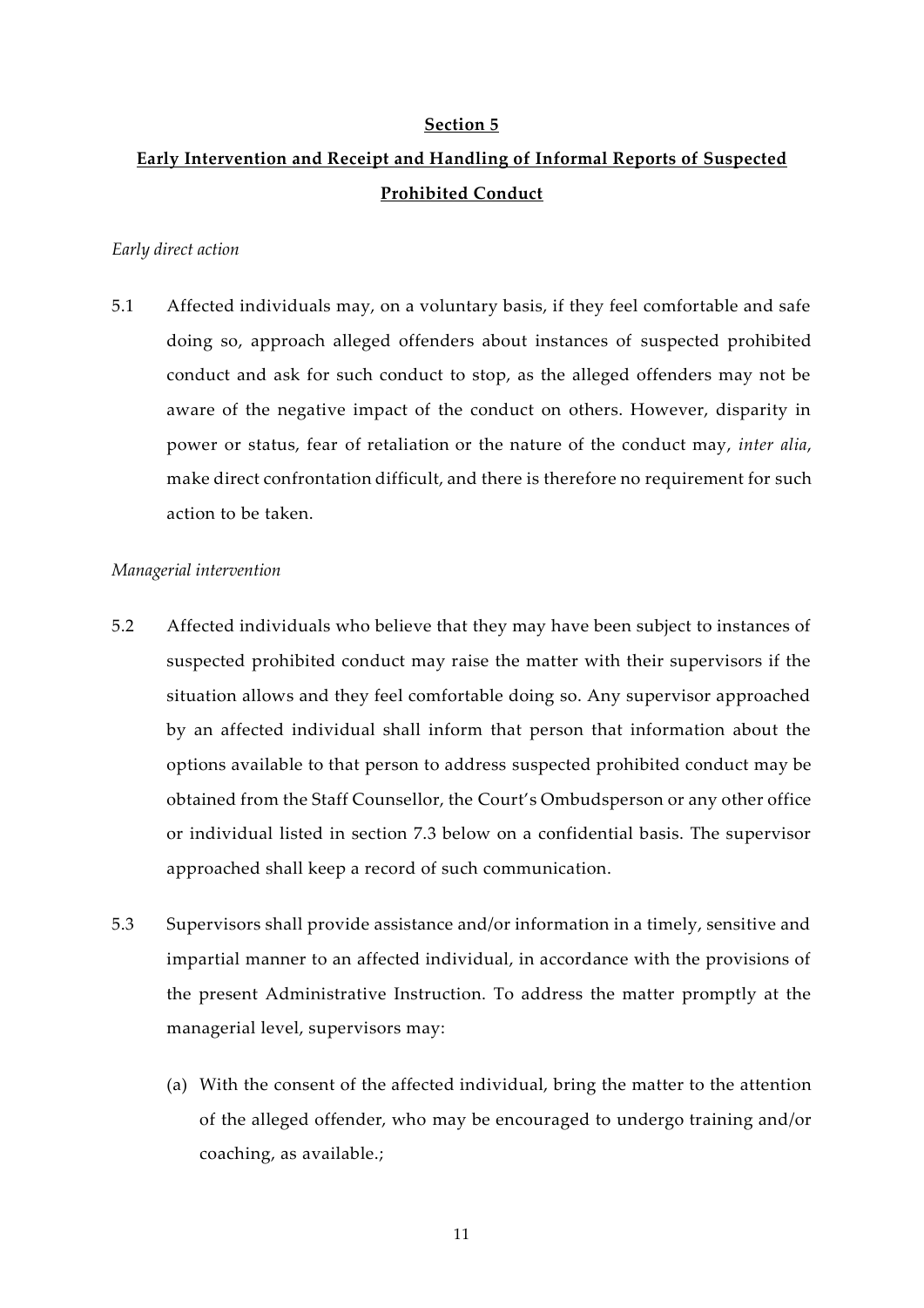## Section 5

## Early Intervention and Receipt and Handling of Informal Reports of Suspected Prohibited Conduct

*Early direct action*

5.1 Affected individuals may, on a voluntary basis, if they feel comfortable and safe doing so, approach alleged offenders about instances of suspected prohibited conduct and ask for such conduct to stop, as the alleged offenders may not be aware of the negative impact of the conduct on others. However, disparity in power or status, fear of retaliation or the nature of the conduct may, *inter alia*, make direct confrontation difficult, and there is therefore no requirement for such action to be taken.

*Managerial intervention*

5.2 Affected individuals who believe that they may have been subject to instances of suspected prohibited conduct may raise the matter with their supervisors if the situation allows and they feel comfortable doing so. Any supervisor approached by an affected individual shall inform that person that information about the options available to that person to address suspected prohibited conduct may be obtained from the Staff Counsellor, the Court's Ombudsperson or any other office or individual listed in section 7.3 below on a confidential basis. The supervisor approached shall keep a record of such communication.

5.3 Supervisors shall provide assistance and/or information in a timely, sensitive and impartial manner to an affected individual, in accordance with the provisions of the present Administrative Instruction. To address the matter promptly at the managerial level, supervisors may:

(a) With the consent of the affected individual, bring the matter to the attention of the alleged offender, who may be encouraged to undergo training and/or coaching, as available.;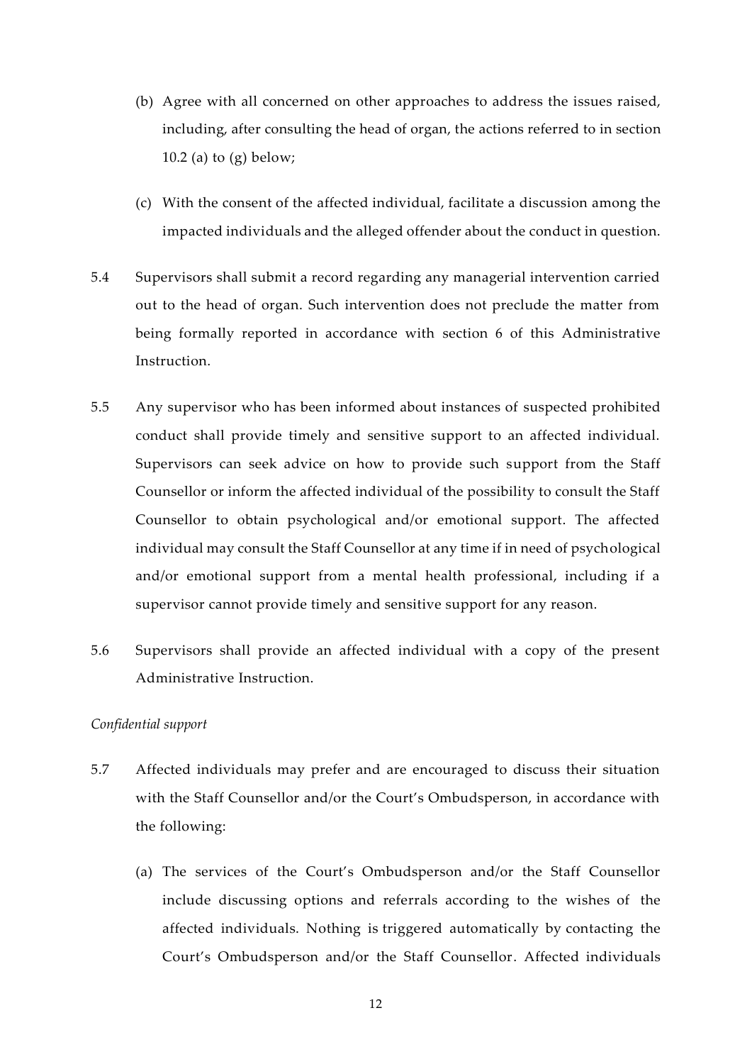(b) Agree with all concerned on other approaches to address the issues raised, including, after consulting the head of organ, the actions referred to in section 10.2 (a) to (g) below;

(c) With the consent of the affected individual, facilitate a discussion among the impacted individuals and the alleged offender about the conduct in question.

5.4 Supervisors shall submit a record regarding any managerial intervention carried out to the head of organ. Such intervention does not preclude the matter from being formally reported in accordance with section 6 of this Administrative Instruction.

5.5 Any supervisor who has been informed about instances of suspected prohibited conduct shall provide timely and sensitive support to an affected individual. Supervisors can seek advice on how to provide such support from the Staff Counsellor or inform the affected individual of the possibility to consult the Staff Counsellor to obtain psychological and/or emotional support. The affected individual may consult the Staff Counsellor at any time if in need of psychological and/or emotional support from a mental health professional, including if a supervisor cannot provide timely and sensitive support for any reason.

5.6 Supervisors shall provide an affected individual with a copy of the present Administrative Instruction.

*Confidential support*

5.7 Affected individuals may prefer and are encouraged to discuss their situation with the Staff Counsellor and/or the Court's Ombudsperson, in accordance with the following:

(a) The services of the Court's Ombudsperson and/or the Staff Counsellor include discussing options and referrals according to the wishes of the affected individuals. Nothing is triggered automatically by contacting the Court's Ombudsperson and/or the Staff Counsellor. Affected individuals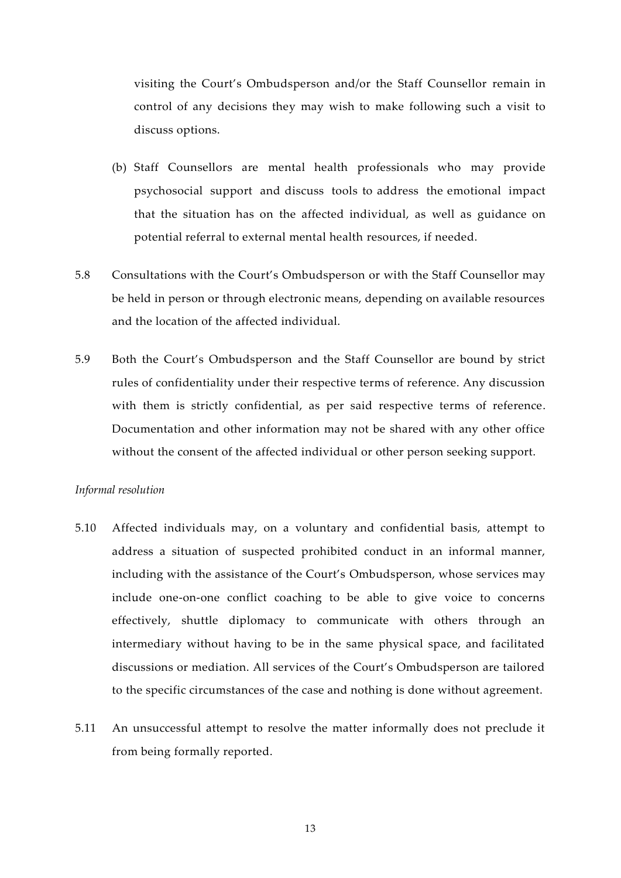visiting the Court's Ombudsperson and/or the Staff Counsellor remain in control of any decisions they may wish to make following such a visit to discuss options.

(b) Staff Counsellors are mental health professionals who may provide psychosocial support and discuss tools to address the emotional impact that the situation has on the affected individual, as well as guidance on potential referral to external mental health resources, if needed.

5.8 Consultations with the Court's Ombudsperson or with the Staff Counsellor may be held in person or through electronic means, depending on available resources and the location of the affected individual.

5.9 Both the Court's Ombudsperson and the Staff Counsellor are bound by strict rules of confidentiality under their respective terms of reference. Any discussion with them is strictly confidential, as per said respective terms of reference. Documentation and other information may not be shared with any other office without the consent of the affected individual or other person seeking support.

*Informal resolution*

5.10 Affected individuals may, on a voluntary and confidential basis, attempt to address a situation of suspected prohibited conduct in an informal manner, including with the assistance of the Court's Ombudsperson, whose services may include one-on-one conflict coaching to be able to give voice to concerns effectively, shuttle diplomacy to communicate with others through an intermediary without having to be in the same physical space, and facilitated discussions or mediation. All services of the Court's Ombudsperson are tailored to the specific circumstances of the case and nothing is done without agreement.

5.11 An unsuccessful attempt to resolve the matter informally does not preclude it from being formally reported.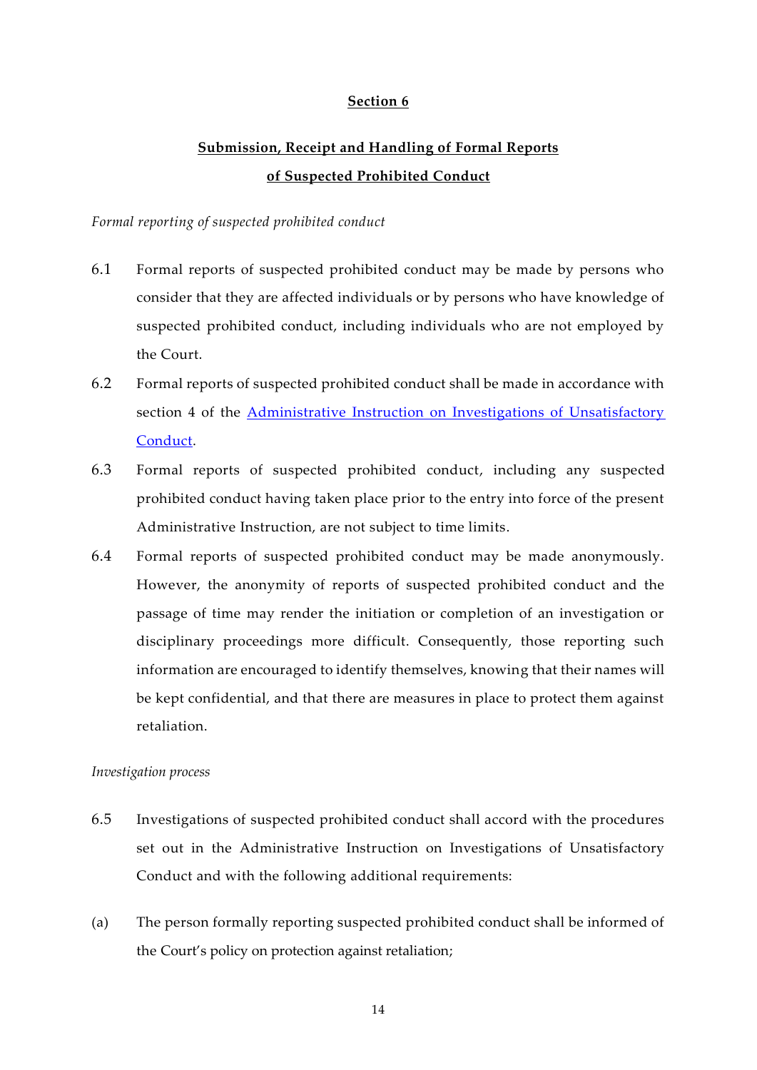## Section 6

## Submission, Receipt and Handling of Formal Reports of Suspected Prohibited Conduct

*Formal reporting of suspected prohibited conduct*

6.1 Formal reports of suspected prohibited conduct may be made by persons who consider that they are affected individuals or by persons who have knowledge of suspected prohibited conduct, including individuals who are not employed by the Court.

6.2 Formal reports of suspected prohibited conduct shall be made in accordance with section 4 of the Administrative Instruction on Investigations of Unsatisfactory Conduct.

6.3 Formal reports of suspected prohibited conduct, including any suspected prohibited conduct having taken place prior to the entry into force of the present Administrative Instruction, are not subject to time limits.

6.4 Formal reports of suspected prohibited conduct may be made anonymously. However, the anonymity of reports of suspected prohibited conduct and the passage of time may render the initiation or completion of an investigation or disciplinary proceedings more difficult. Consequently, those reporting such information are encouraged to identify themselves, knowing that their names will be kept confidential, and that there are measures in place to protect them against retaliation.

*Investigation process*

6.5 Investigations of suspected prohibited conduct shall accord with the procedures set out in the Administrative Instruction on Investigations of Unsatisfactory Conduct and with the following additional requirements:

(a) The person formally reporting suspected prohibited conduct shall be informed of the Court's policy on protection against retaliation;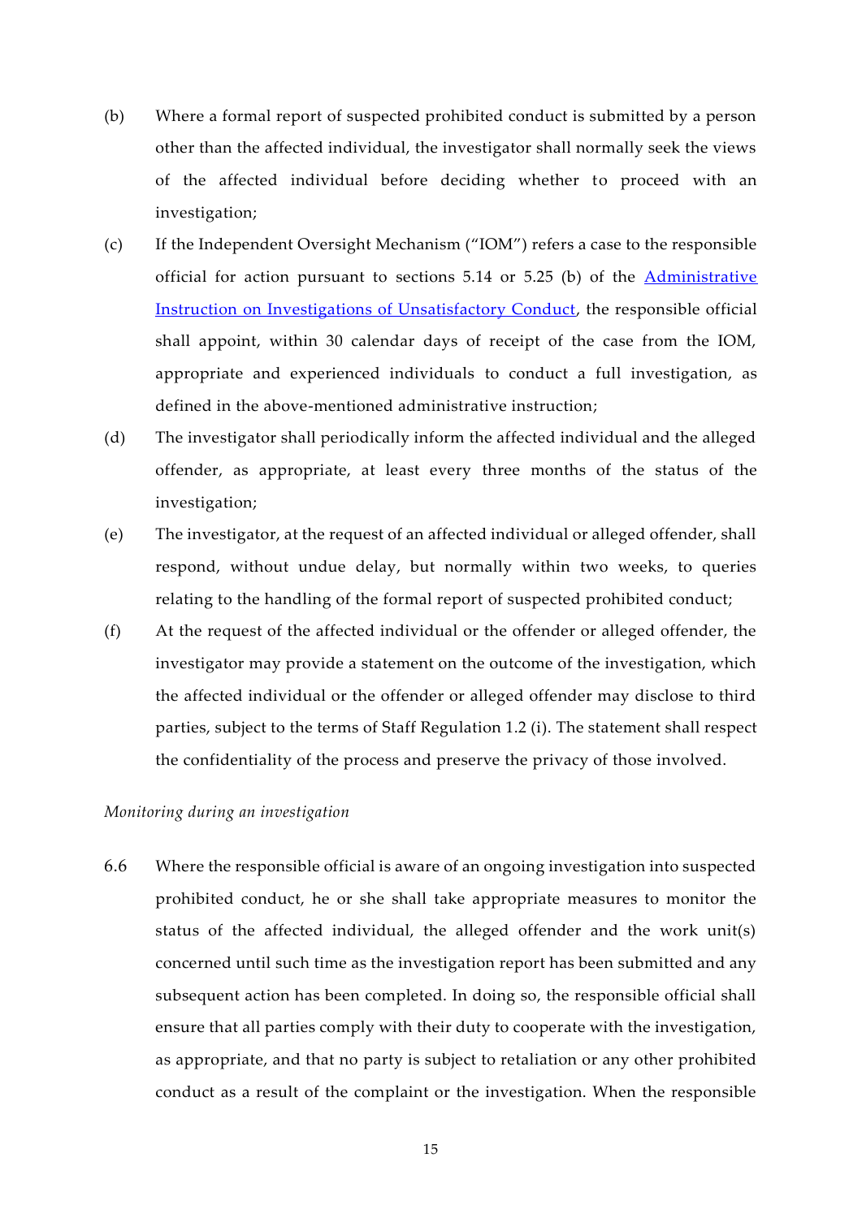(b) Where a formal report of suspected prohibited conduct is submitted by a person other than the affected individual, the investigator shall normally seek the views of the affected individual before deciding whether to proceed with an investigation;

(c) If the Independent Oversight Mechanism ("IOM") refers a case to the responsible official for action pursuant to sections 5.14 or 5.25 (b) of the [Administrative Instruction on Investigations of Unsatisfactory Conduct](), the responsible official shall appoint, within 30 calendar days of receipt of the case from the IOM, appropriate and experienced individuals to conduct a full investigation, as defined in the above-mentioned administrative instruction;

(d) The investigator shall periodically inform the affected individual and the alleged offender, as appropriate, at least every three months of the status of the investigation;

(e) The investigator, at the request of an affected individual or alleged offender, shall respond, without undue delay, but normally within two weeks, to queries relating to the handling of the formal report of suspected prohibited conduct;

(f) At the request of the affected individual or the offender or alleged offender, the investigator may provide a statement on the outcome of the investigation, which the affected individual or the offender or alleged offender may disclose to third parties, subject to the terms of Staff Regulation 1.2 (i). The statement shall respect the confidentiality of the process and preserve the privacy of those involved.

*Monitoring during an investigation*

6.6 Where the responsible official is aware of an ongoing investigation into suspected prohibited conduct, he or she shall take appropriate measures to monitor the status of the affected individual, the alleged offender and the work unit(s) concerned until such time as the investigation report has been submitted and any subsequent action has been completed. In doing so, the responsible official shall ensure that all parties comply with their duty to cooperate with the investigation, as appropriate, and that no party is subject to retaliation or any other prohibited conduct as a result of the complaint or the investigation. When the responsible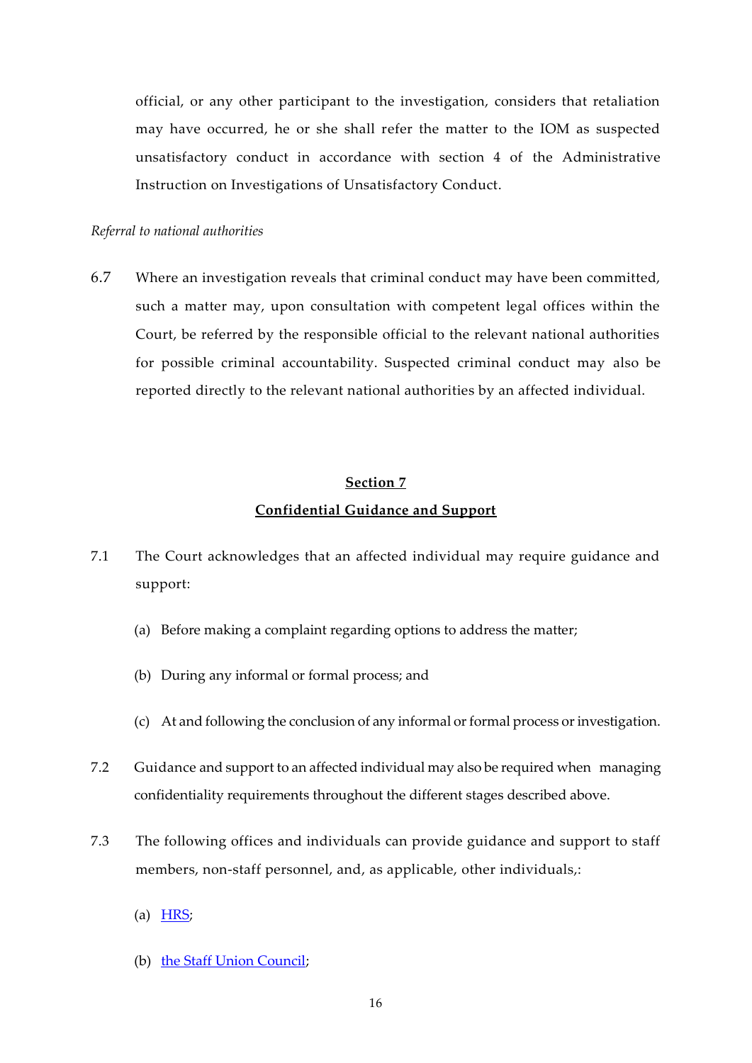official, or any other participant to the investigation, considers that retaliation may have occurred, he or she shall refer the matter to the IOM as suspected unsatisfactory conduct in accordance with section 4 of the Administrative Instruction on Investigations of Unsatisfactory Conduct.

*Referral to national authorities*

6.7 Where an investigation reveals that criminal conduct may have been committed, such a matter may, upon consultation with competent legal offices within the Court, be referred by the responsible official to the relevant national authorities for possible criminal accountability. Suspected criminal conduct may also be reported directly to the relevant national authorities by an affected individual.

## **Section 7**
## **Confidential Guidance and Support**

7.1 The Court acknowledges that an affected individual may require guidance and support:

(a) Before making a complaint regarding options to address the matter;

(b) During any informal or formal process; and

(c) At and following the conclusion of any informal or formal process or investigation.

7.2 Guidance and support to an affected individual may also be required when managing confidentiality requirements throughout the different stages described above.

7.3 The following offices and individuals can provide guidance and support to staff members, non-staff personnel, and, as applicable, other individuals,:

(a) HRS;

(b) the Staff Union Council;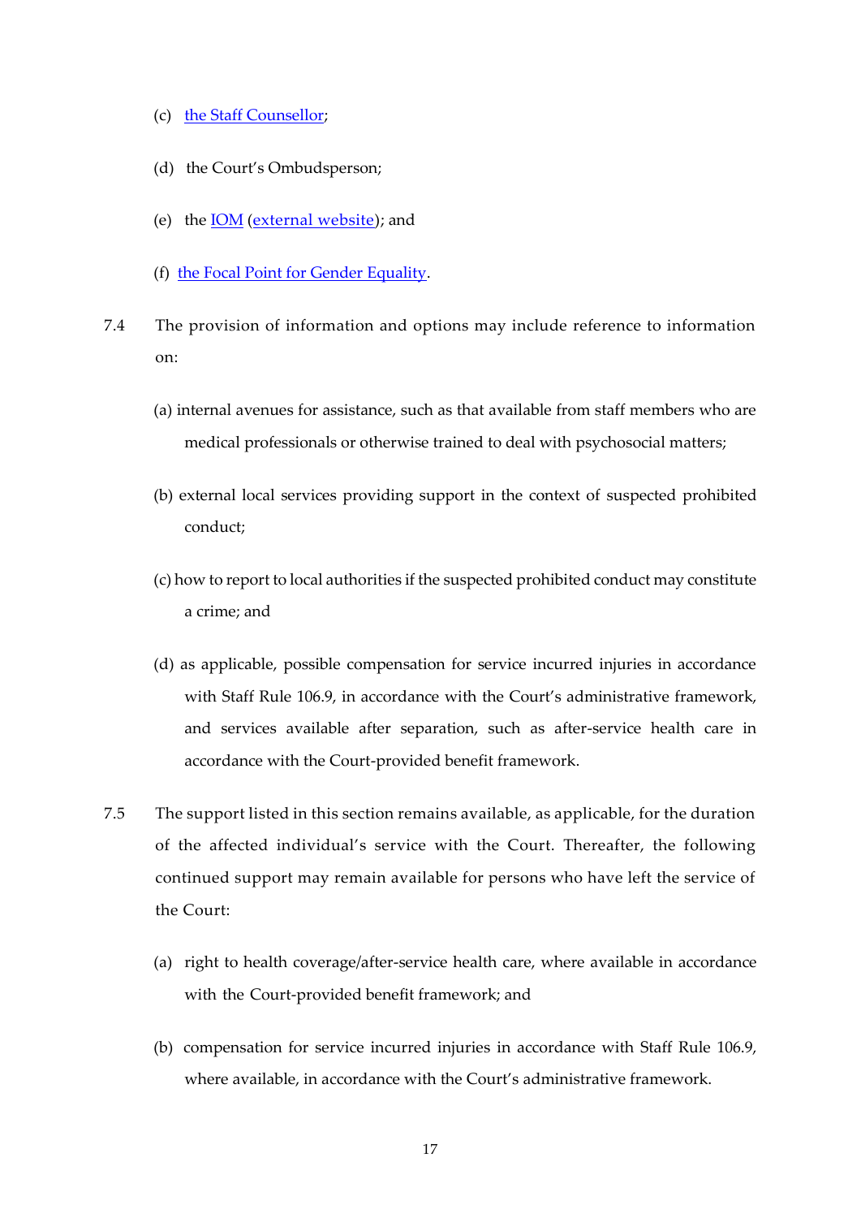(c) the Staff Counsellor;

(d) the Court's Ombudsperson;

(e) the IOM (external website); and

(f) the Focal Point for Gender Equality.

7.4 The provision of information and options may include reference to information on:

(a) internal avenues for assistance, such as that available from staff members who are medical professionals or otherwise trained to deal with psychosocial matters;

(b) external local services providing support in the context of suspected prohibited conduct;

(c) how to report to local authorities if the suspected prohibited conduct may constitute a crime; and

(d) as applicable, possible compensation for service incurred injuries in accordance with Staff Rule 106.9, in accordance with the Court's administrative framework, and services available after separation, such as after-service health care in accordance with the Court-provided benefit framework.

7.5 The support listed in this section remains available, as applicable, for the duration of the affected individual's service with the Court. Thereafter, the following continued support may remain available for persons who have left the service of the Court:

(a) right to health coverage/after-service health care, where available in accordance with the Court-provided benefit framework; and

(b) compensation for service incurred injuries in accordance with Staff Rule 106.9, where available, in accordance with the Court's administrative framework.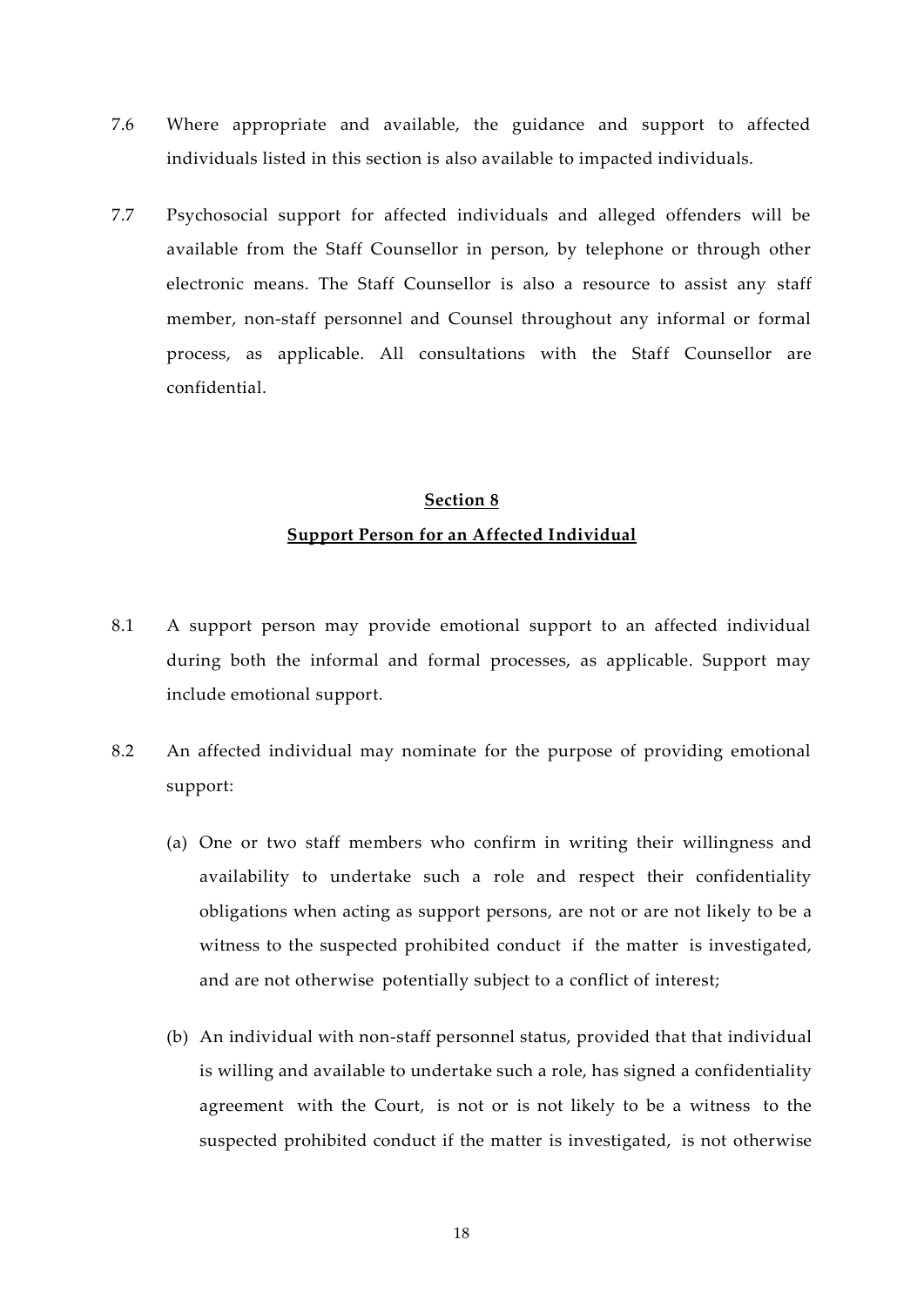7.6 Where appropriate and available, the guidance and support to affected individuals listed in this section is also available to impacted individuals.

7.7 Psychosocial support for affected individuals and alleged offenders will be available from the Staff Counsellor in person, by telephone or through other electronic means. The Staff Counsellor is also a resource to assist any staff member, non-staff personnel and Counsel throughout any informal or formal process, as applicable. All consultations with the Staff Counsellor are confidential.

## **Section 8**

## **Support Person for an Affected Individual**

8.1 A support person may provide emotional support to an affected individual during both the informal and formal processes, as applicable. Support may include emotional support.

8.2 An affected individual may nominate for the purpose of providing emotional support:

(a) One or two staff members who confirm in writing their willingness and availability to undertake such a role and respect their confidentiality obligations when acting as support persons, are not or are not likely to be a witness to the suspected prohibited conduct if the matter is investigated, and are not otherwise potentially subject to a conflict of interest;

(b) An individual with non-staff personnel status, provided that that individual is willing and available to undertake such a role, has signed a confidentiality agreement with the Court, is not or is not likely to be a witness to the suspected prohibited conduct if the matter is investigated, is not otherwise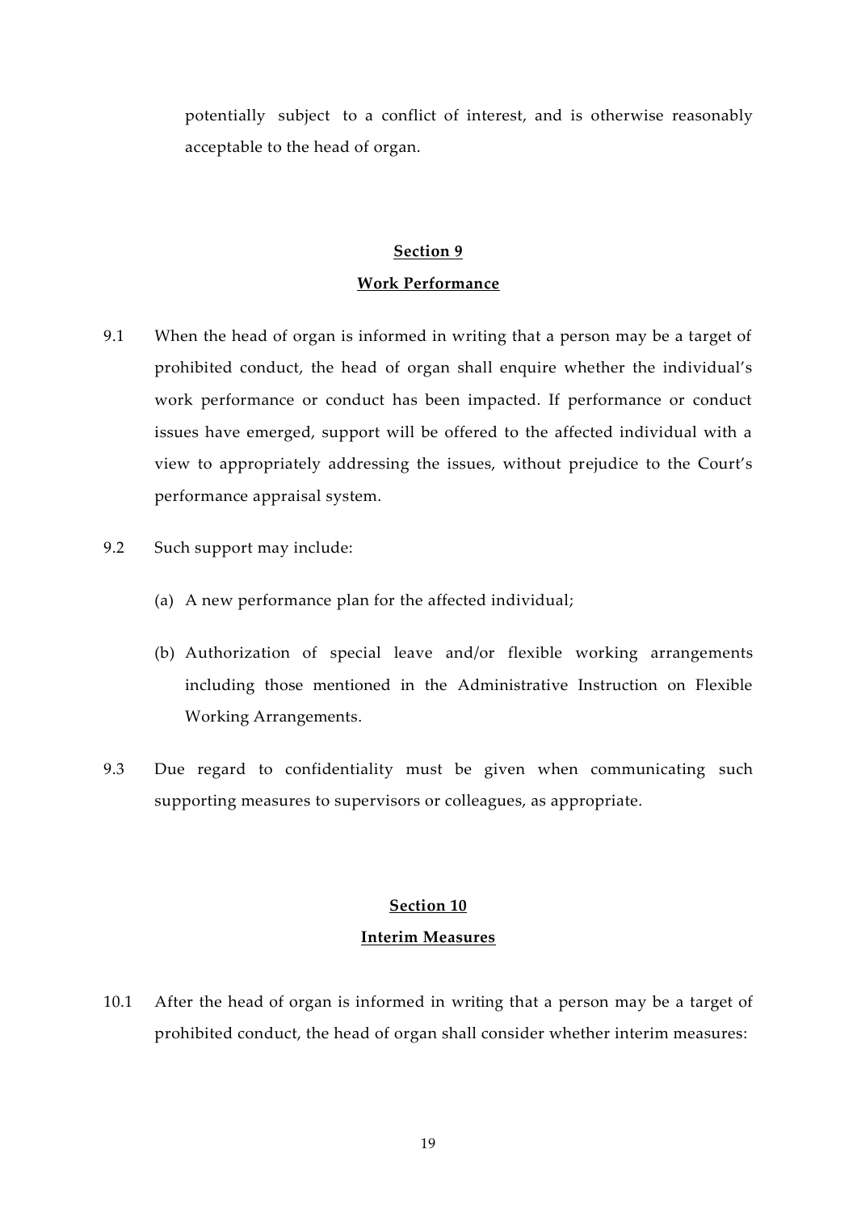potentially subject to a conflict of interest, and is otherwise reasonably acceptable to the head of organ.

## Section 9

## Work Performance

9.1 When the head of organ is informed in writing that a person may be a target of prohibited conduct, the head of organ shall enquire whether the individual's work performance or conduct has been impacted. If performance or conduct issues have emerged, support will be offered to the affected individual with a view to appropriately addressing the issues, without prejudice to the Court's performance appraisal system.

9.2 Such support may include:

(a) A new performance plan for the affected individual;

(b) Authorization of special leave and/or flexible working arrangements including those mentioned in the Administrative Instruction on Flexible Working Arrangements.

9.3 Due regard to confidentiality must be given when communicating such supporting measures to supervisors or colleagues, as appropriate.

## Section 10

## Interim Measures

10.1 After the head of organ is informed in writing that a person may be a target of prohibited conduct, the head of organ shall consider whether interim measures: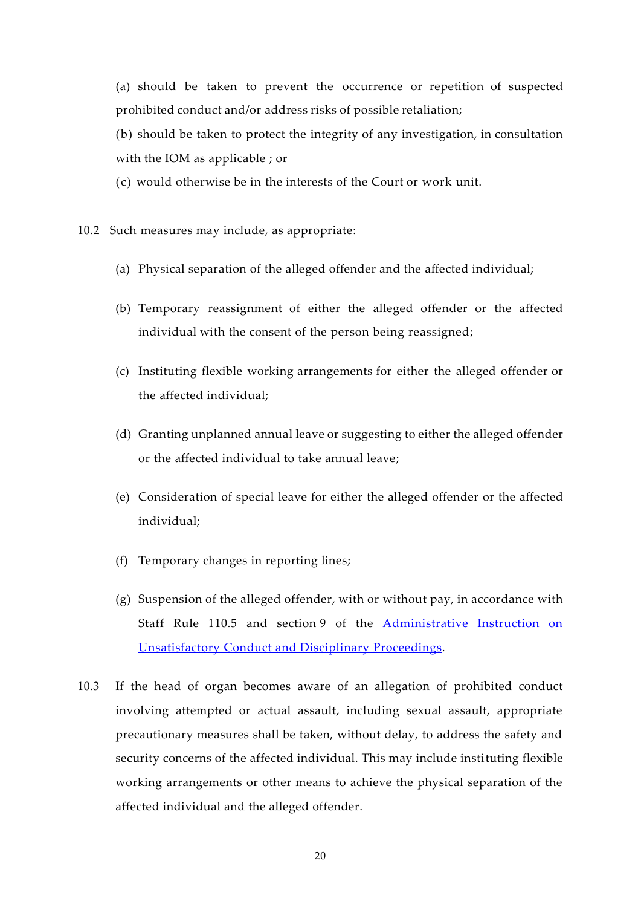(a) should be taken to prevent the occurrence or repetition of suspected prohibited conduct and/or address risks of possible retaliation;

(b) should be taken to protect the integrity of any investigation, in consultation with the IOM as applicable ; or

(c) would otherwise be in the interests of the Court or work unit.

10.2 Such measures may include, as appropriate:

(a) Physical separation of the alleged offender and the affected individual;

(b) Temporary reassignment of either the alleged offender or the affected individual with the consent of the person being reassigned;

(c) Instituting flexible working arrangements for either the alleged offender or the affected individual;

(d) Granting unplanned annual leave or suggesting to either the alleged offender or the affected individual to take annual leave;

(e) Consideration of special leave for either the alleged offender or the affected individual;

(f) Temporary changes in reporting lines;

(g) Suspension of the alleged offender, with or without pay, in accordance with Staff Rule 110.5 and section 9 of the Administrative Instruction on Unsatisfactory Conduct and Disciplinary Proceedings.

10.3 If the head of organ becomes aware of an allegation of prohibited conduct involving attempted or actual assault, including sexual assault, appropriate precautionary measures shall be taken, without delay, to address the safety and security concerns of the affected individual. This may include instituting flexible working arrangements or other means to achieve the physical separation of the affected individual and the alleged offender.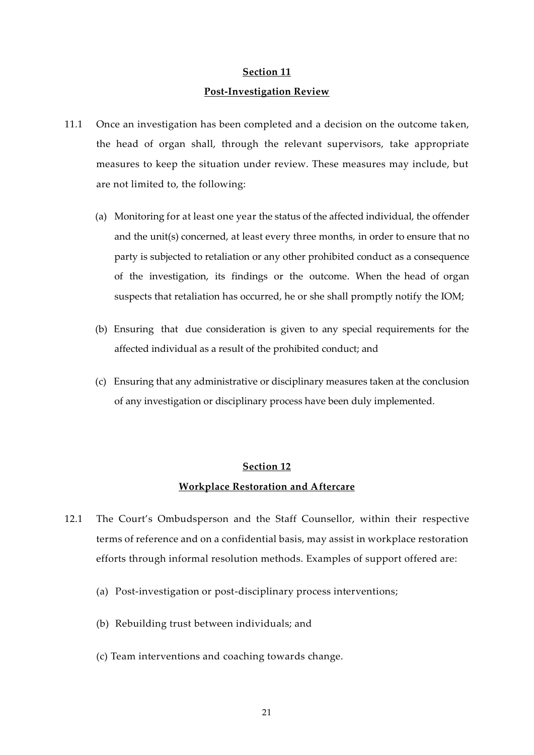## Section 11

## Post-Investigation Review

11.1 Once an investigation has been completed and a decision on the outcome taken, the head of organ shall, through the relevant supervisors, take appropriate measures to keep the situation under review. These measures may include, but are not limited to, the following:

(a) Monitoring for at least one year the status of the affected individual, the offender and the unit(s) concerned, at least every three months, in order to ensure that no party is subjected to retaliation or any other prohibited conduct as a consequence of the investigation, its findings or the outcome. When the head of organ suspects that retaliation has occurred, he or she shall promptly notify the IOM;

(b) Ensuring that due consideration is given to any special requirements for the affected individual as a result of the prohibited conduct; and

(c) Ensuring that any administrative or disciplinary measures taken at the conclusion of any investigation or disciplinary process have been duly implemented.

## Section 12

## Workplace Restoration and Aftercare

12.1 The Court's Ombudsperson and the Staff Counsellor, within their respective terms of reference and on a confidential basis, may assist in workplace restoration efforts through informal resolution methods. Examples of support offered are:

(a) Post-investigation or post-disciplinary process interventions;

(b) Rebuilding trust between individuals; and

(c) Team interventions and coaching towards change.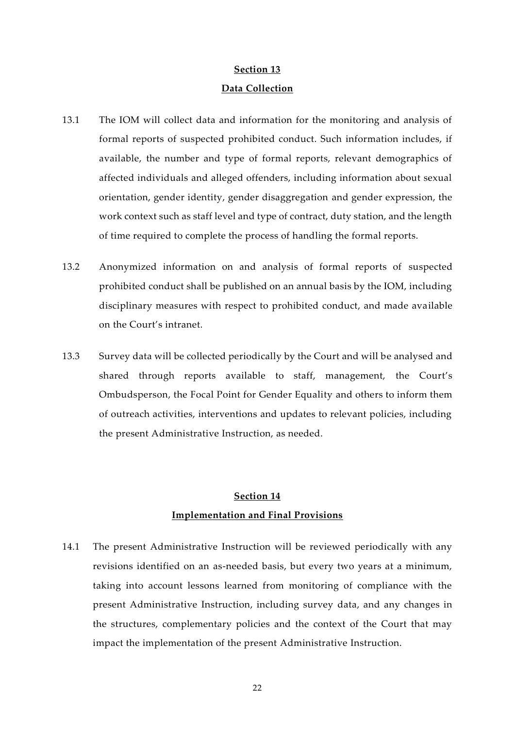## Section 13

## Data Collection

13.1 The IOM will collect data and information for the monitoring and analysis of formal reports of suspected prohibited conduct. Such information includes, if available, the number and type of formal reports, relevant demographics of affected individuals and alleged offenders, including information about sexual orientation, gender identity, gender disaggregation and gender expression, the work context such as staff level and type of contract, duty station, and the length of time required to complete the process of handling the formal reports.

13.2 Anonymized information on and analysis of formal reports of suspected prohibited conduct shall be published on an annual basis by the IOM, including disciplinary measures with respect to prohibited conduct, and made available on the Court's intranet.

13.3 Survey data will be collected periodically by the Court and will be analysed and shared through reports available to staff, management, the Court's Ombudsperson, the Focal Point for Gender Equality and others to inform them of outreach activities, interventions and updates to relevant policies, including the present Administrative Instruction, as needed.

## Section 14

## Implementation and Final Provisions

14.1 The present Administrative Instruction will be reviewed periodically with any revisions identified on an as-needed basis, but every two years at a minimum, taking into account lessons learned from monitoring of compliance with the present Administrative Instruction, including survey data, and any changes in the structures, complementary policies and the context of the Court that may impact the implementation of the present Administrative Instruction.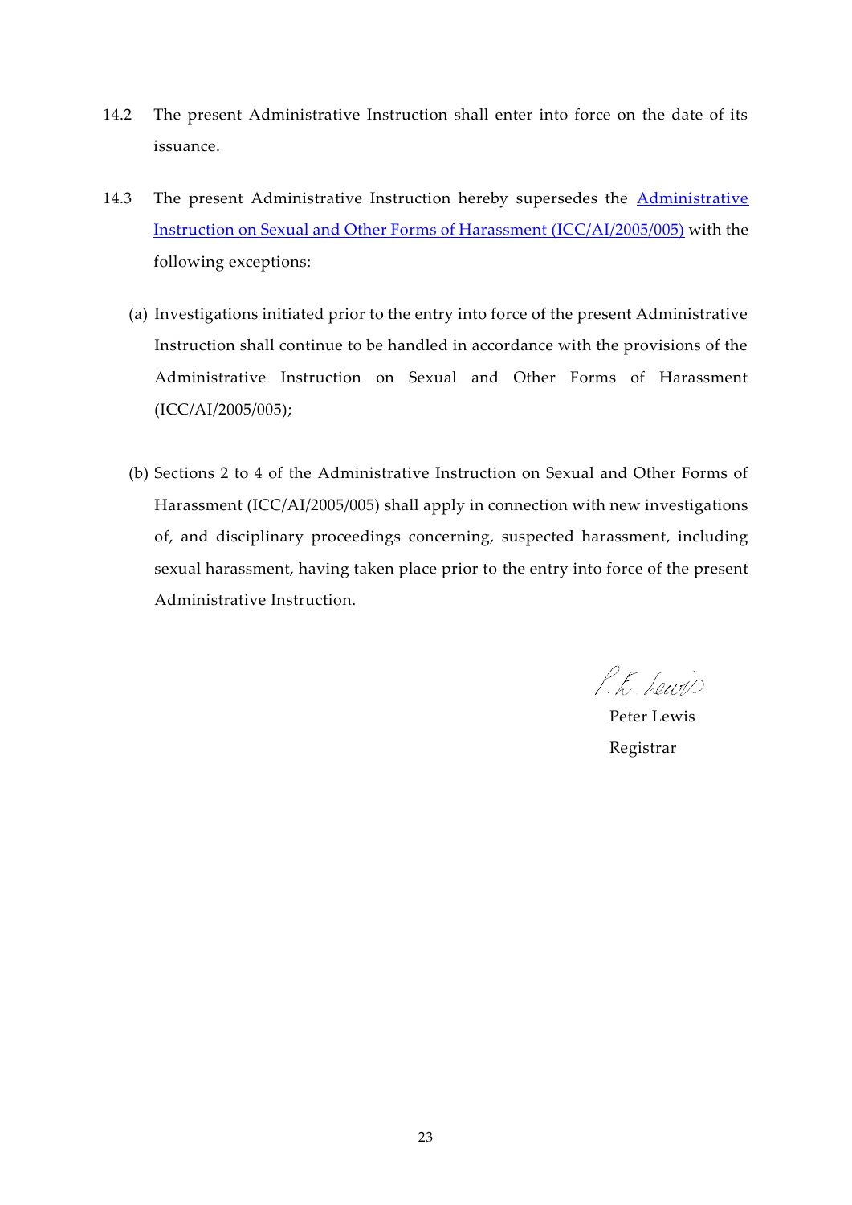14.2 The present Administrative Instruction shall enter into force on the date of its issuance.

14.3 The present Administrative Instruction hereby supersedes the [Administrative Instruction on Sexual and Other Forms of Harassment (ICC/AI/2005/005)] with the following exceptions:

(a) Investigations initiated prior to the entry into force of the present Administrative Instruction shall continue to be handled in accordance with the provisions of the Administrative Instruction on Sexual and Other Forms of Harassment (ICC/AI/2005/005);

(b) Sections 2 to 4 of the Administrative Instruction on Sexual and Other Forms of Harassment (ICC/AI/2005/005) shall apply in connection with new investigations of, and disciplinary proceedings concerning, suspected harassment, including sexual harassment, having taken place prior to the entry into force of the present Administrative Instruction.

P. L. Lewis

Peter Lewis

Registrar